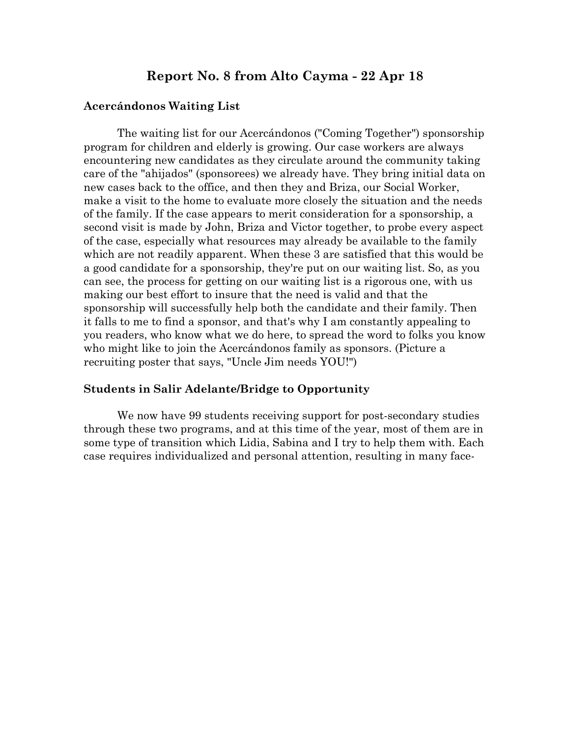# Report No. 8 from Alto Cayma - 22 Apr 18

## Acercándonos Waiting List

The waiting list for our Acercándonos ("Coming Together") sponsorship program for children and elderly is growing. Our case workers are always encountering new candidates as they circulate around the community taking care of the "ahijados" (sponsorees) we already have. They bring initial data on new cases back to the office, and then they and Briza, our Social Worker, make a visit to the home to evaluate more closely the situation and the needs of the family. If the case appears to merit consideration for a sponsorship, a second visit is made by John, Briza and Victor together, to probe every aspect of the case, especially what resources may already be available to the family which are not readily apparent. When these 3 are satisfied that this would be a good candidate for a sponsorship, they're put on our waiting list. So, as you can see, the process for getting on our waiting list is a rigorous one, with us making our best effort to insure that the need is valid and that the sponsorship will successfully help both the candidate and their family. Then it falls to me to find a sponsor, and that's why I am constantly appealing to you readers, who know what we do here, to spread the word to folks you know who might like to join the Acercándonos family as sponsors. (Picture a recruiting poster that says, "Uncle Jim needs YOU!")

## Students in Salir Adelante/Bridge to Opportunity

We now have 99 students receiving support for post-secondary studies through these two programs, and at this time of the year, most of them are in some type of transition which Lidia, Sabina and I try to help them with. Each case requires individualized and personal attention, resulting in many face-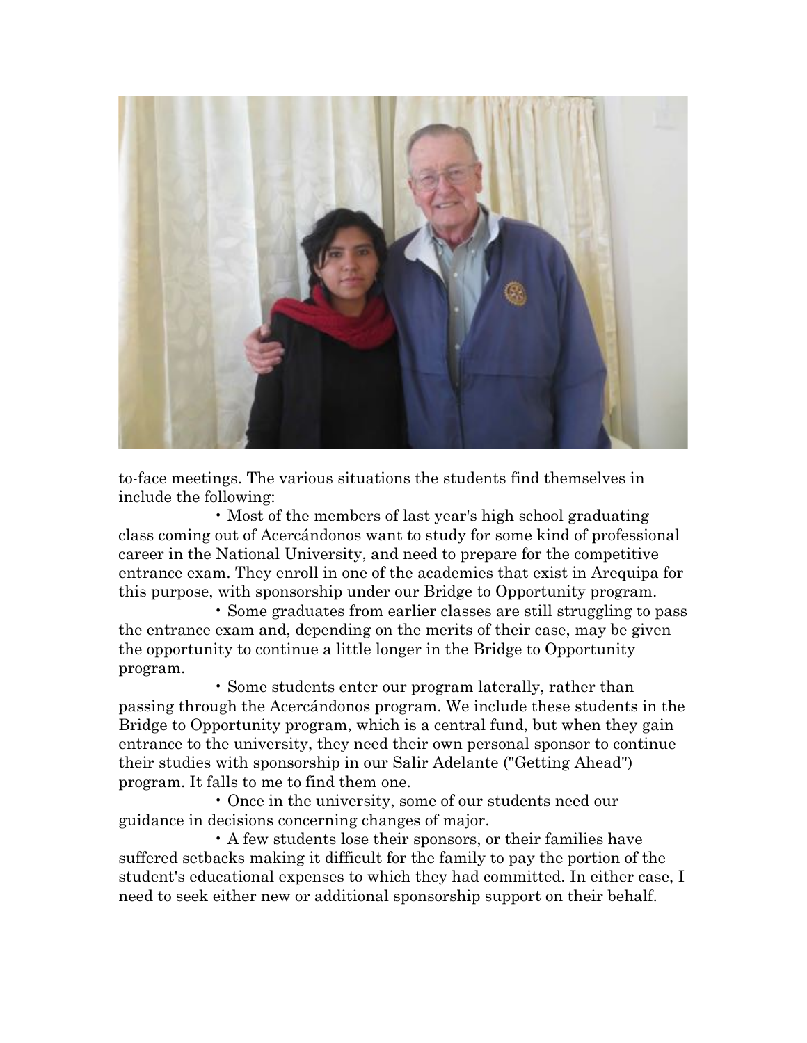to-face meetings. The various situations the students find themselves in include the following:

- Most of the members of last year's high school graduating class coming out of Acercándonos want to study for some kind of professional career in the National University, and need to prepare for the competitive entrance exam. They enroll in one of the academies that exist in Arequipa for this purpose, with sponsorship under our Bridge to Opportunity program.
- Some graduates from earlier classes are still struggling to pass the entrance exam and, depending on the merits of their case, may be given the opportunity to continue a little longer in the Bridge to Opportunity program.
- Some students enter our program laterally, rather than passing through the Acercándonos program. We include these students in the Bridge to Opportunity program, which is a central fund, but when they gain entrance to the university, they need their own personal sponsor to continue their studies with sponsorship in our Salir Adelante ("Getting Ahead") program. It falls to me to find them one.
- Once in the university, some of our students need our guidance in decisions concerning changes of major.
- A few students lose their sponsors, or their families have suffered setbacks making it difficult for the family to pay the portion of the student's educational expenses to which they had committed. In either case, I need to seek either new or additional sponsorship support on their behalf.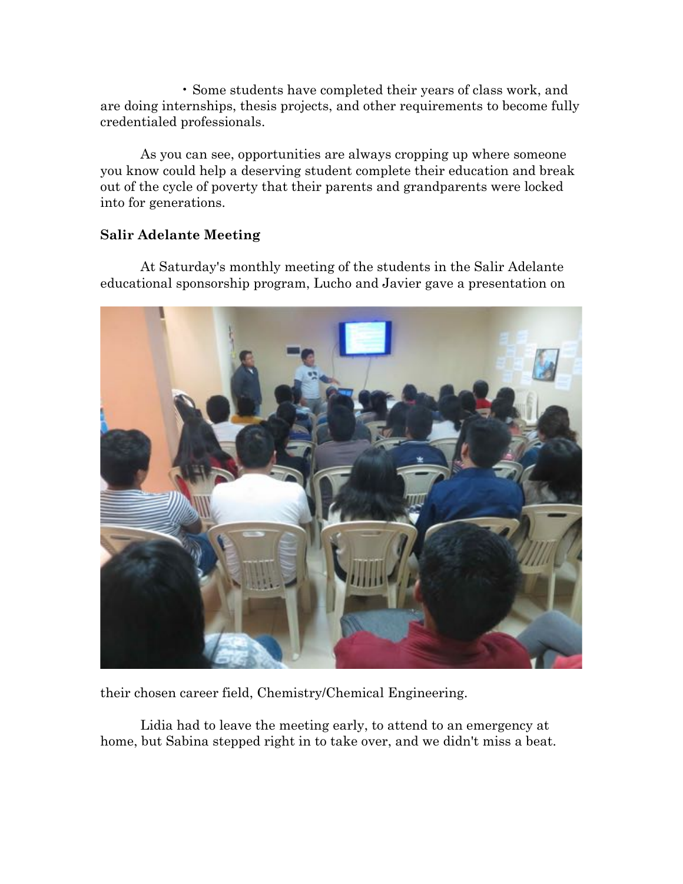- Some students have completed their years of class work, and are doing internships, thesis projects, and other requirements to become fully credentialed professionals.

As you can see, opportunities are always cropping up where someone you know could help a deserving student complete their education and break out of the cycle of poverty that their parents and grandparents were locked into for generations.

**Salir Adelante Meeting**

At Saturday's monthly meeting of the students in the Salir Adelante educational sponsorship program, Lucho and Javier gave a presentation on their chosen career field, Chemistry/Chemical Engineering.

Lidia had to leave the meeting early, to attend to an emergency at home, but Sabina stepped right in to take over, and we didn't miss a beat.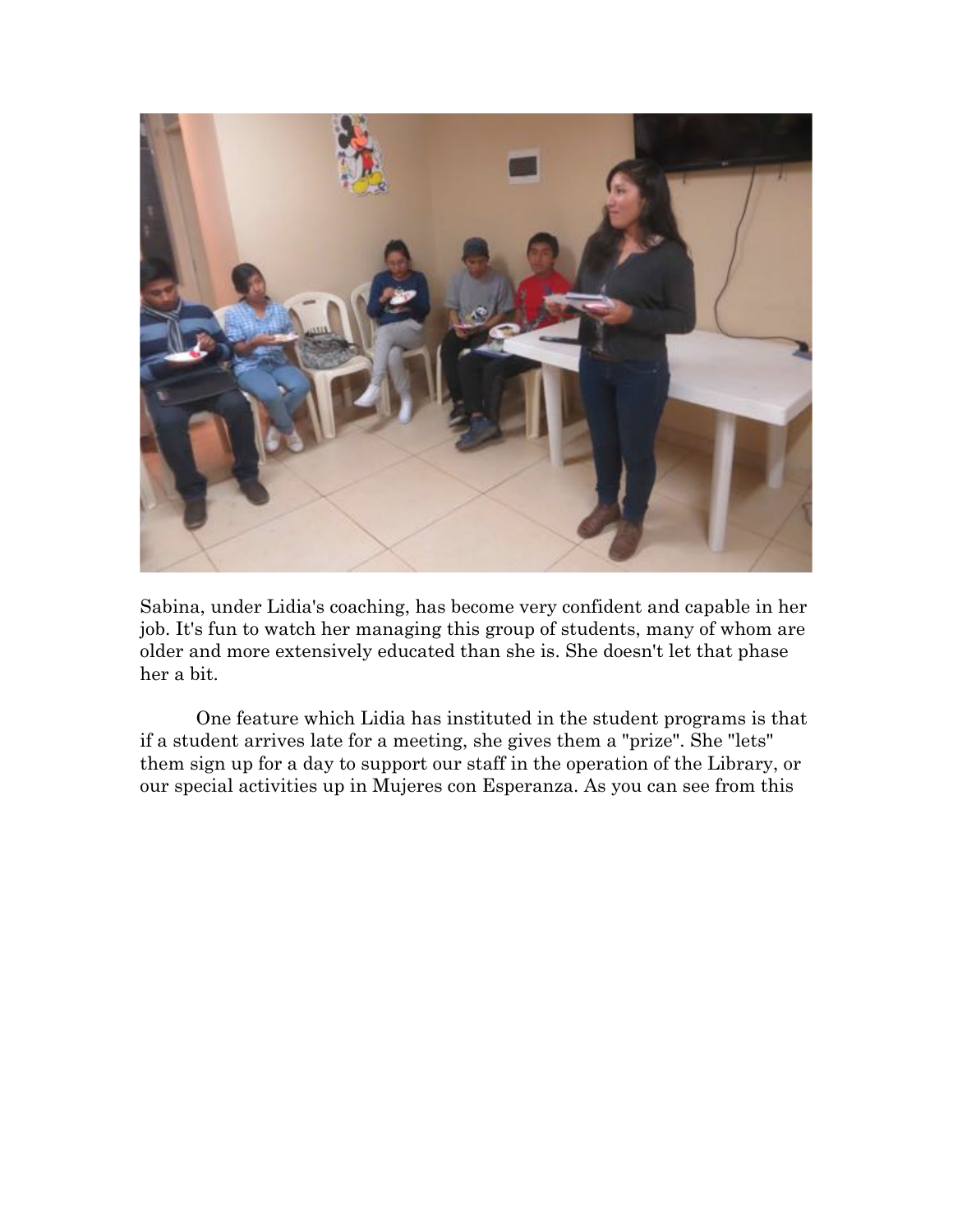Sabina, under Lidia's coaching, has become very confident and capable in her job. It's fun to watch her managing this group of students, many of whom are older and more extensively educated than she is. She doesn't let that phase her a bit.

One feature which Lidia has instituted in the student programs is that if a student arrives late for a meeting, she gives them a "prize". She "lets" them sign up for a day to support our staff in the operation of the Library, or our special activities up in Mujeres con Esperanza. As you can see from this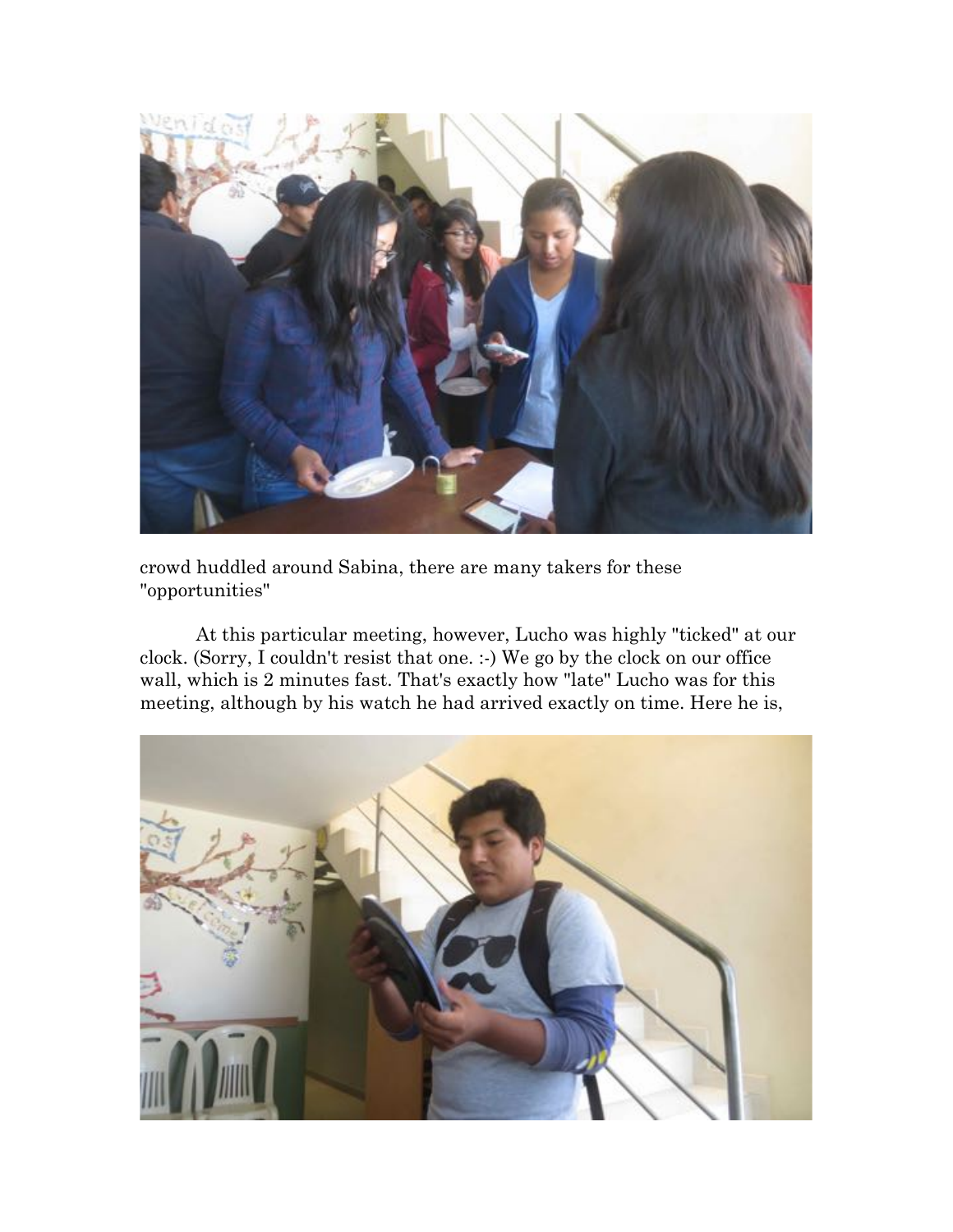crowd huddled around Sabina, there are many takers for these "opportunities"

At this particular meeting, however, Lucho was highly "ticked" at our clock. (Sorry, I couldn't resist that one. :-) We go by the clock on our office wall, which is 2 minutes fast. That's exactly how "late" Lucho was for this meeting, although by his watch he had arrived exactly on time. Here he is,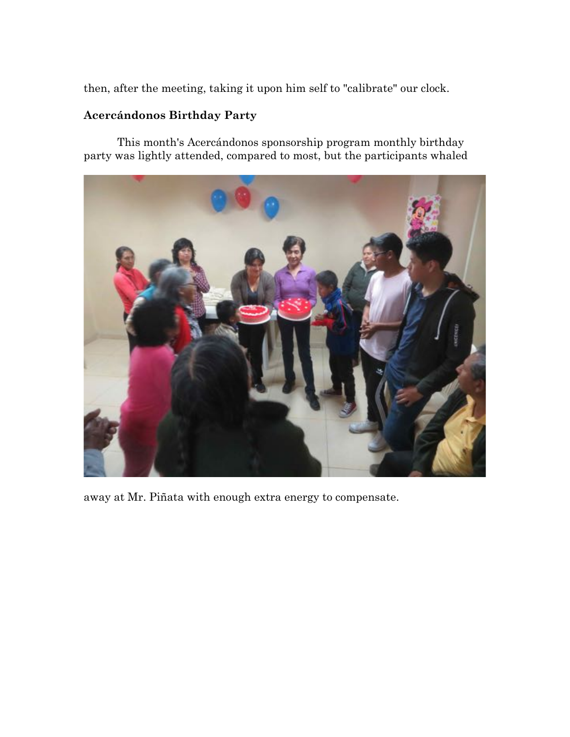then, after the meeting, taking it upon him self to "calibrate" our clock.

### Acercándonos Birthday Party

This month's Acercándonos sponsorship program monthly birthday party was lightly attended, compared to most, but the participants whaled away at Mr. Piñata with enough extra energy to compensate.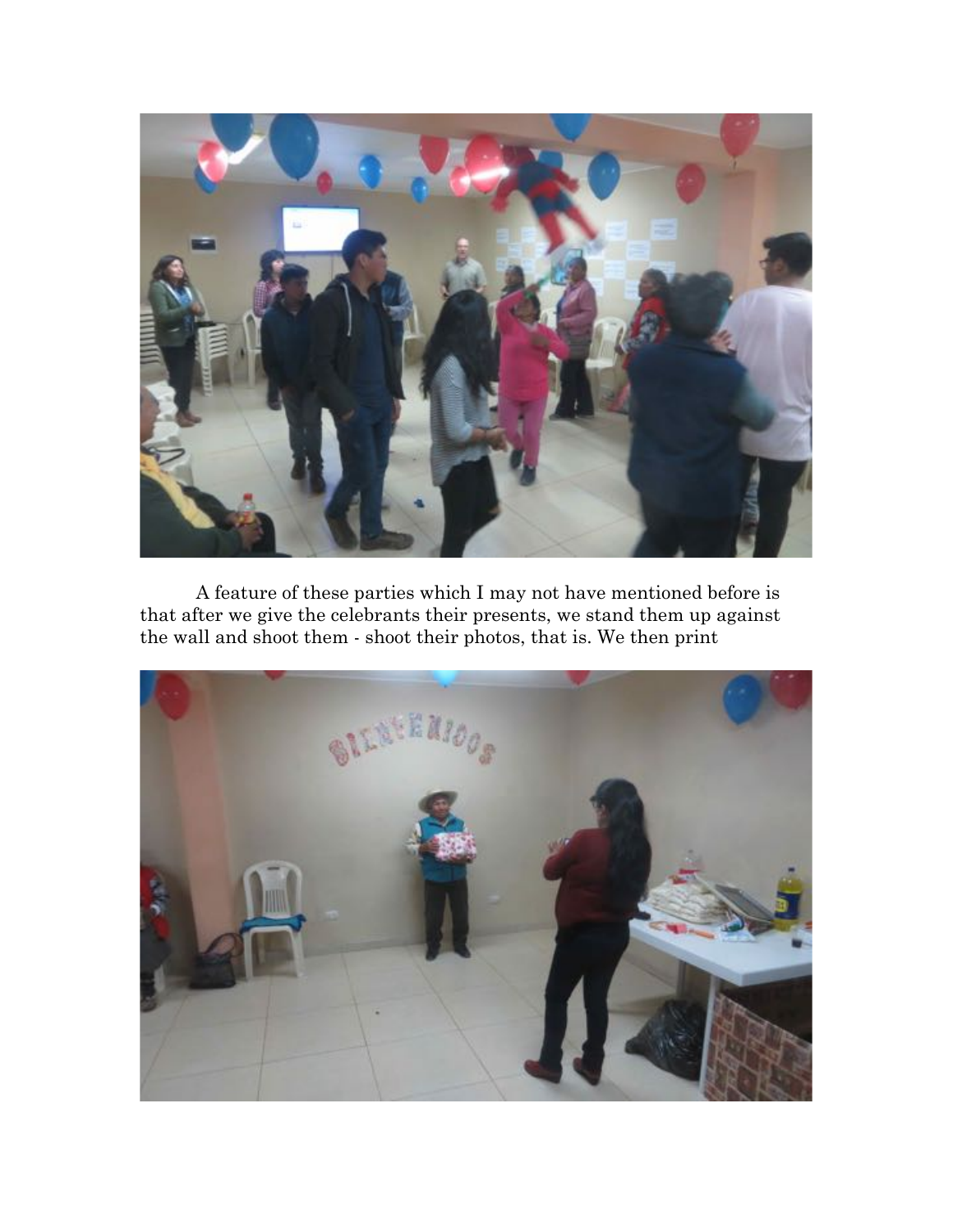A feature of these parties which I may not have mentioned before is that after we give the celebrants their presents, we stand them up against the wall and shoot them - shoot their photos, that is. We then print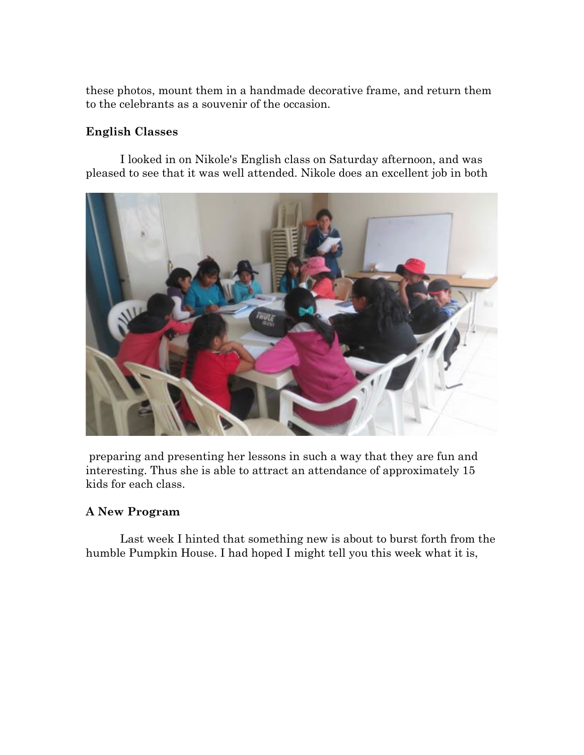these photos, mount them in a handmade decorative frame, and return them to the celebrants as a souvenir of the occasion.

**English Classes**

I looked in on Nikole's English class on Saturday afternoon, and was pleased to see that it was well attended. Nikole does an excellent job in both preparing and presenting her lessons in such a way that they are fun and interesting. Thus she is able to attract an attendance of approximately 15 kids for each class.

**A New Program**

Last week I hinted that something new is about to burst forth from the humble Pumpkin House. I had hoped I might tell you this week what it is,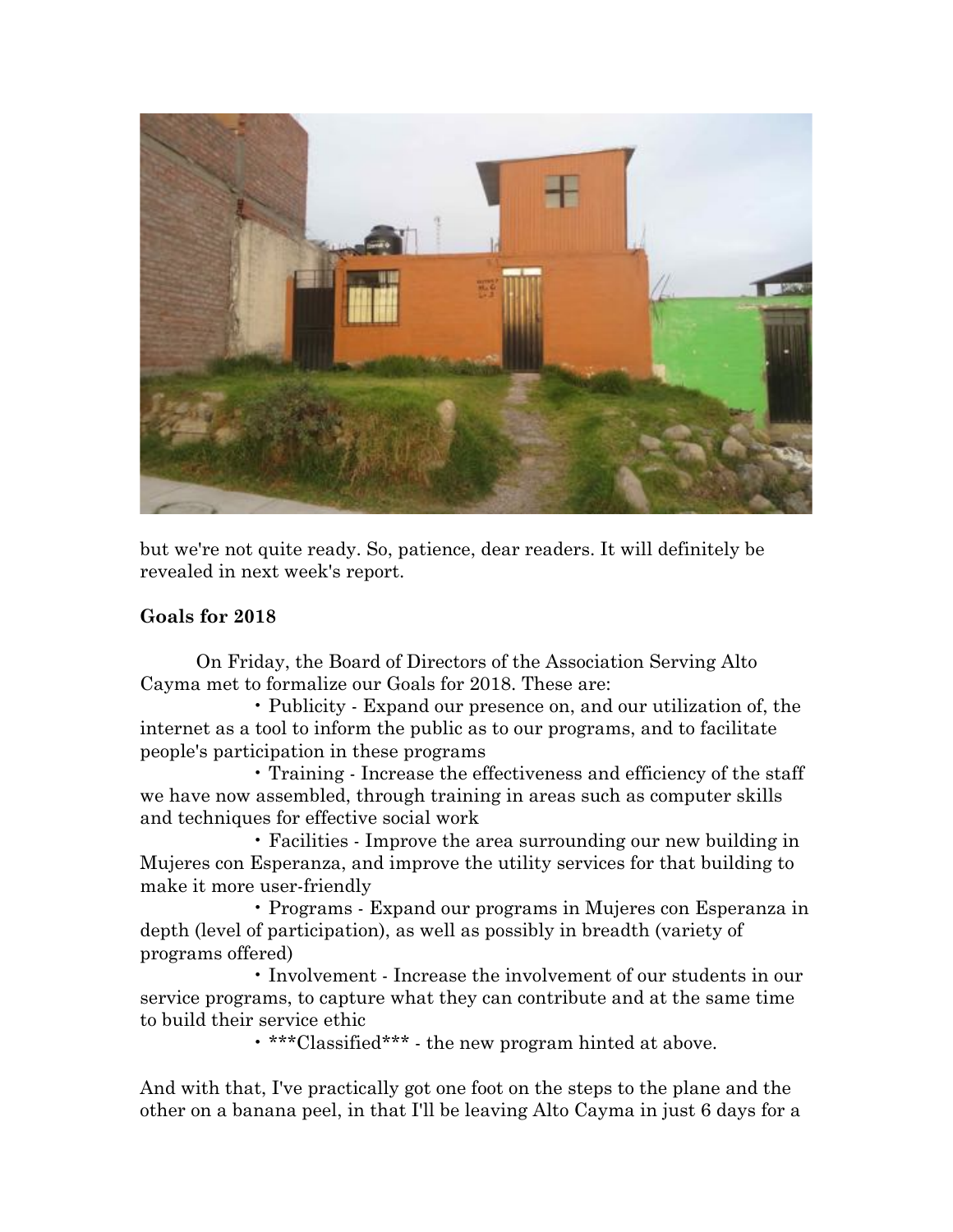but we're not quite ready. So, patience, dear readers. It will definitely be revealed in next week's report.

**Goals for 2018**

On Friday, the Board of Directors of the Association Serving Alto Cayma met to formalize our Goals for 2018. These are:

- Publicity - Expand our presence on, and our utilization of, the internet as a tool to inform the public as to our programs, and to facilitate people's participation in these programs
- Training - Increase the effectiveness and efficiency of the staff we have now assembled, through training in areas such as computer skills and techniques for effective social work
- Facilities - Improve the area surrounding our new building in Mujeres con Esperanza, and improve the utility services for that building to make it more user-friendly
- Programs - Expand our programs in Mujeres con Esperanza in depth (level of participation), as well as possibly in breadth (variety of programs offered)
- Involvement - Increase the involvement of our students in our service programs, to capture what they can contribute and at the same time to build their service ethic
- ***Classified*** - the new program hinted at above.

And with that, I've practically got one foot on the steps to the plane and the other on a banana peel, in that I'll be leaving Alto Cayma in just 6 days for a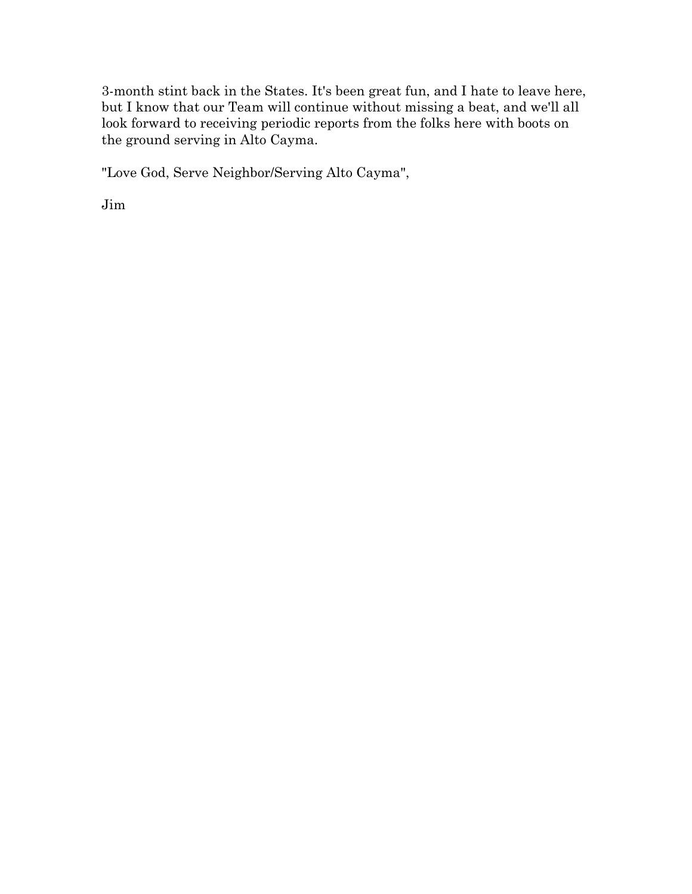3-month stint back in the States. It's been great fun, and I hate to leave here, but I know that our Team will continue without missing a beat, and we'll all look forward to receiving periodic reports from the folks here with boots on the ground serving in Alto Cayma.

"Love God, Serve Neighbor/Serving Alto Cayma",

Jim